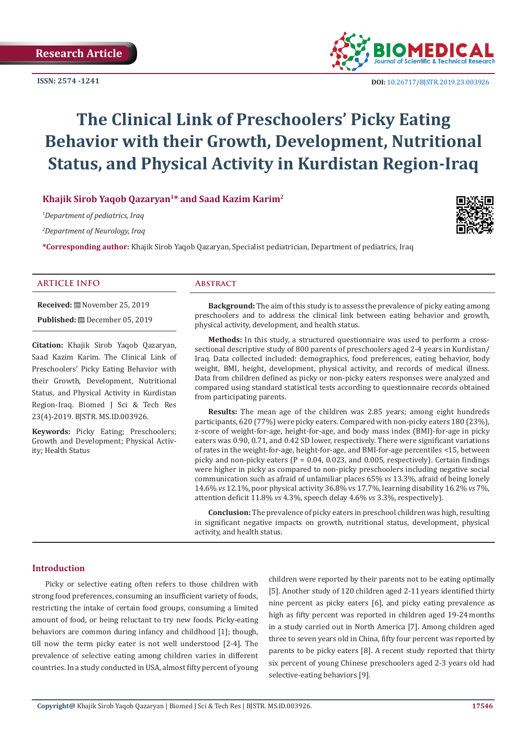Research Article

ISSN: 2574 -1241

DOI: 10.26717/BJSTR.2019.23.003926

# The Clinical Link of Preschoolers' Picky Eating Behavior with their Growth, Development, Nutritional Status, and Physical Activity in Kurdistan Region-Iraq

**Khajik Sirob Yaqob Qazaryan[1]* and Saad Kazim Karim[2]**

[1]*Department of pediatrics, Iraq*

[2]*Department of Neurology, Iraq*

***Corresponding author:** Khajik Sirob Yaqob Qazaryan, Specialist pediatrician, Department of pediatrics, Iraq

## ARTICLE INFO

**Received:** November 25, 2019

**Published:** December 05, 2019

**Citation:** Khajik Sirob Yaqob Qazaryan, Saad Kazim Karim. The Clinical Link of Preschoolers' Picky Eating Behavior with their Growth, Development, Nutritional Status, and Physical Activity in Kurdistan Region-Iraq. Biomed J Sci & Tech Res 23(4)-2019. BJSTR. MS.ID.003926.

**Keywords:** Picky Eating; Preschoolers; Growth and Development; Physical Activity; Health Status

## Abstract

**Background:** The aim of this study is to assess the prevalence of picky eating among preschoolers and to address the clinical link between eating behavior and growth, physical activity, development, and health status.

**Methods:** In this study, a structured questionnaire was used to perform a cross-sectional descriptive study of 800 parents of preschoolers aged 2-4 years in Kurdistan/Iraq. Data collected included: demographics, food preferences, eating behavior, body weight, BMI, height, development, physical activity, and records of medical illness. Data from children defined as picky or non-picky eaters responses were analyzed and compared using standard statistical tests according to questionnaire records obtained from participating parents.

**Results:** The mean age of the children was 2.85 years; among eight hundreds participants, 620 (77%) were picky eaters. Compared with non-picky eaters 180 (23%), z-score of weight-for-age, height-for-age, and body mass index (BMI)-for-age in picky eaters was 0.90, 0.71, and 0.42 SD lower, respectively. There were significant variations of rates in the weight-for-age, height-for-age, and BMI-for-age percentiles <15, between picky and non-picky eaters (P = 0.04, 0.023, and 0.005, respectively). Certain findings were higher in picky as compared to non-picky preschoolers including negative social communication such as afraid of unfamiliar places 65% *vs* 13.3%, afraid of being lonely 14.6% *vs* 12.1%, poor physical activity 36.8% vs 17.7%, learning disability 16.2% *vs* 7%, attention deficit 11.8% *vs* 4.3%, speech delay 4.6% *vs* 3.3%, respectively).

**Conclusion:** The prevalence of picky eaters in preschool children was high, resulting in significant negative impacts on growth, nutritional status, development, physical activity, and health status.

## Introduction

Picky or selective eating often refers to those children with strong food preferences, consuming an insufficient variety of foods, restricting the intake of certain food groups, consuming a limited amount of food, or being reluctant to try new foods. Picky-eating behaviors are common during infancy and childhood [1]; though, till now the term picky eater is not well understood [2-4]. The prevalence of selective eating among children varies in different countries. In a study conducted in USA, almost fifty percent of young children were reported by their parents not to be eating optimally [5]. Another study of 120 children aged 2-11 years identified thirty nine percent as picky eaters [6], and picky eating prevalence as high as fifty percent was reported in children aged 19-24 months in a study carried out in North America [7]. Among children aged three to seven years old in China, fifty four percent was reported by parents to be picky eaters [8]. A recent study reported that thirty six percent of young Chinese preschoolers aged 2-3 years old had selective-eating behaviors [9].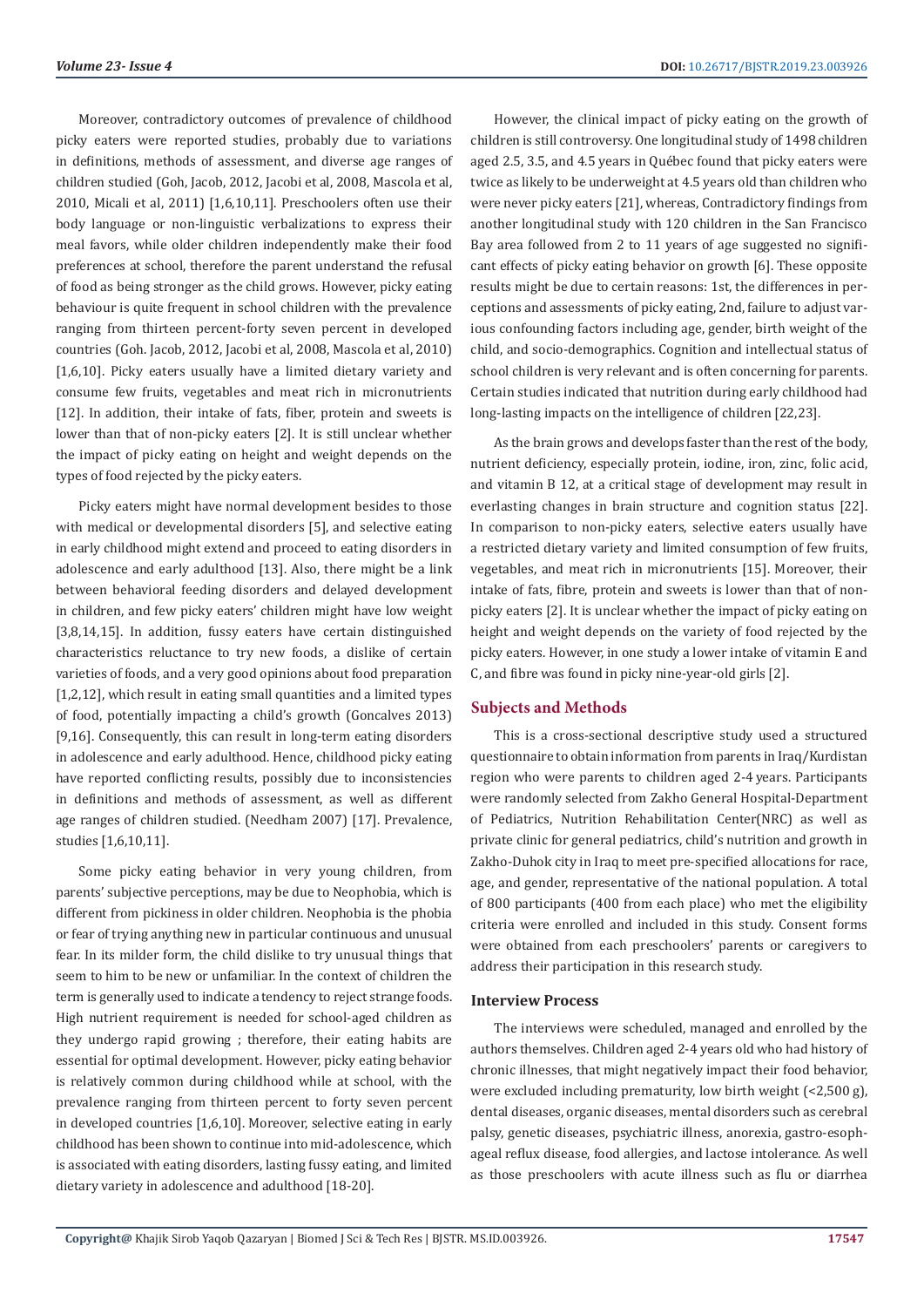Moreover, contradictory outcomes of prevalence of childhood picky eaters were reported studies, probably due to variations in definitions, methods of assessment, and diverse age ranges of children studied (Goh, Jacob, 2012, Jacobi et al, 2008, Mascola et al, 2010, Micali et al, 2011) [1,6,10,11]. Preschoolers often use their body language or non-linguistic verbalizations to express their meal favors, while older children independently make their food preferences at school, therefore the parent understand the refusal of food as being stronger as the child grows. However, picky eating behaviour is quite frequent in school children with the prevalence ranging from thirteen percent-forty seven percent in developed countries (Goh. Jacob, 2012, Jacobi et al, 2008, Mascola et al, 2010) [1,6,10]. Picky eaters usually have a limited dietary variety and consume few fruits, vegetables and meat rich in micronutrients [12]. In addition, their intake of fats, fiber, protein and sweets is lower than that of non-picky eaters [2]. It is still unclear whether the impact of picky eating on height and weight depends on the types of food rejected by the picky eaters.

Picky eaters might have normal development besides to those with medical or developmental disorders [5], and selective eating in early childhood might extend and proceed to eating disorders in adolescence and early adulthood [13]. Also, there might be a link between behavioral feeding disorders and delayed development in children, and few picky eaters' children might have low weight [3,8,14,15]. In addition, fussy eaters have certain distinguished characteristics reluctance to try new foods, a dislike of certain varieties of foods, and a very good opinions about food preparation [1,2,12], which result in eating small quantities and a limited types of food, potentially impacting a child's growth (Goncalves 2013) [9,16]. Consequently, this can result in long-term eating disorders in adolescence and early adulthood. Hence, childhood picky eating have reported conflicting results, possibly due to inconsistencies in definitions and methods of assessment, as well as different age ranges of children studied. (Needham 2007) [17]. Prevalence, studies [1,6,10,11].

Some picky eating behavior in very young children, from parents' subjective perceptions, may be due to Neophobia, which is different from pickiness in older children. Neophobia is the phobia or fear of trying anything new in particular continuous and unusual fear. In its milder form, the child dislike to try unusual things that seem to him to be new or unfamiliar. In the context of children the term is generally used to indicate a tendency to reject strange foods. High nutrient requirement is needed for school-aged children as they undergo rapid growing ; therefore, their eating habits are essential for optimal development. However, picky eating behavior is relatively common during childhood while at school, with the prevalence ranging from thirteen percent to forty seven percent in developed countries [1,6,10]. Moreover, selective eating in early childhood has been shown to continue into mid-adolescence, which is associated with eating disorders, lasting fussy eating, and limited dietary variety in adolescence and adulthood [18-20].

However, the clinical impact of picky eating on the growth of children is still controversy. One longitudinal study of 1498 children aged 2.5, 3.5, and 4.5 years in Québec found that picky eaters were twice as likely to be underweight at 4.5 years old than children who were never picky eaters [21], whereas, Contradictory findings from another longitudinal study with 120 children in the San Francisco Bay area followed from 2 to 11 years of age suggested no significant effects of picky eating behavior on growth [6]. These opposite results might be due to certain reasons: 1st, the differences in perceptions and assessments of picky eating, 2nd, failure to adjust various confounding factors including age, gender, birth weight of the child, and socio-demographics. Cognition and intellectual status of school children is very relevant and is often concerning for parents. Certain studies indicated that nutrition during early childhood had long-lasting impacts on the intelligence of children [22,23].

As the brain grows and develops faster than the rest of the body, nutrient deficiency, especially protein, iodine, iron, zinc, folic acid, and vitamin B 12, at a critical stage of development may result in everlasting changes in brain structure and cognition status [22]. In comparison to non-picky eaters, selective eaters usually have a restricted dietary variety and limited consumption of few fruits, vegetables, and meat rich in micronutrients [15]. Moreover, their intake of fats, fibre, protein and sweets is lower than that of non-picky eaters [2]. It is unclear whether the impact of picky eating on height and weight depends on the variety of food rejected by the picky eaters. However, in one study a lower intake of vitamin E and C, and fibre was found in picky nine-year-old girls [2].

## Subjects and Methods

This is a cross-sectional descriptive study used a structured questionnaire to obtain information from parents in Iraq/Kurdistan region who were parents to children aged 2-4 years. Participants were randomly selected from Zakho General Hospital-Department of Pediatrics, Nutrition Rehabilitation Center(NRC) as well as private clinic for general pediatrics, child's nutrition and growth in Zakho-Duhok city in Iraq to meet pre-specified allocations for race, age, and gender, representative of the national population. A total of 800 participants (400 from each place) who met the eligibility criteria were enrolled and included in this study. Consent forms were obtained from each preschoolers' parents or caregivers to address their participation in this research study.

### Interview Process

The interviews were scheduled, managed and enrolled by the authors themselves. Children aged 2-4 years old who had history of chronic illnesses, that might negatively impact their food behavior, were excluded including prematurity, low birth weight (<2,500 g), dental diseases, organic diseases, mental disorders such as cerebral palsy, genetic diseases, psychiatric illness, anorexia, gastro-esophageal reflux disease, food allergies, and lactose intolerance. As well as those preschoolers with acute illness such as flu or diarrhea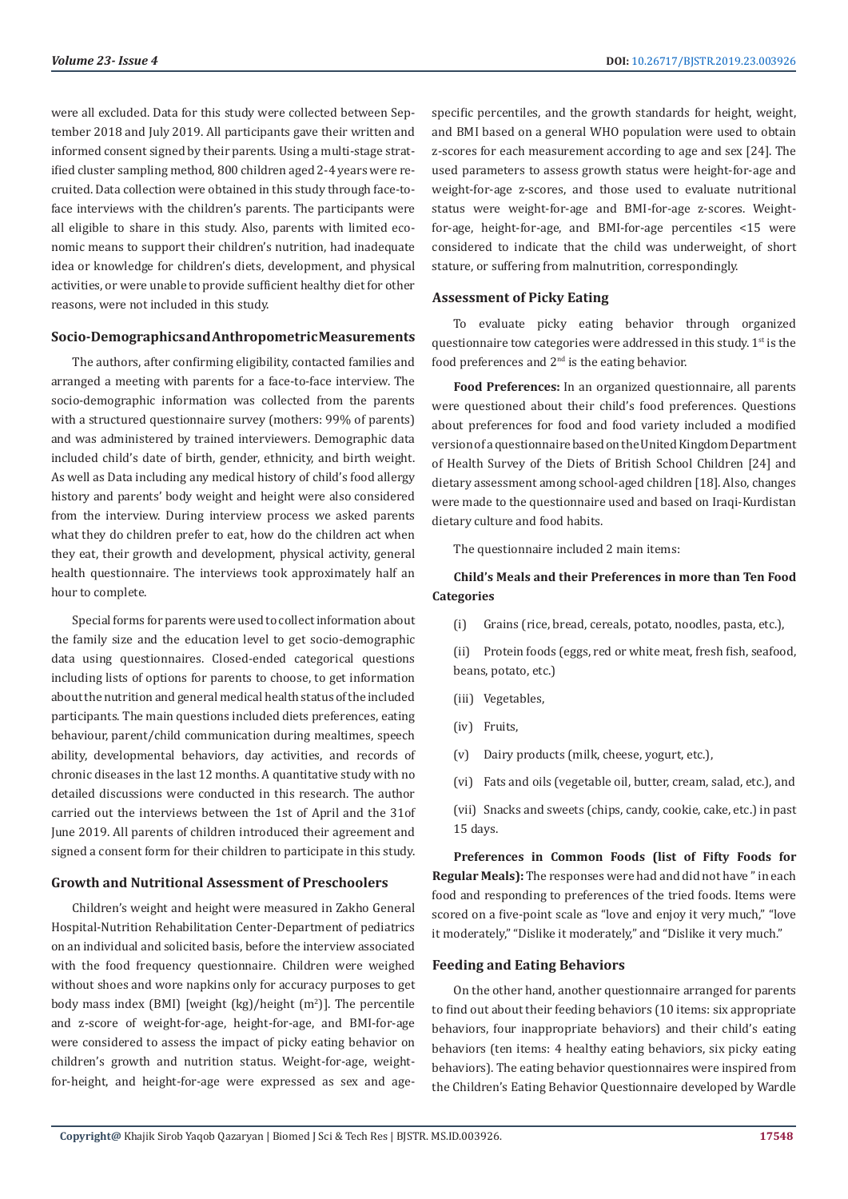were all excluded. Data for this study were collected between September 2018 and July 2019. All participants gave their written and informed consent signed by their parents. Using a multi-stage stratified cluster sampling method, 800 children aged 2-4 years were recruited. Data collection were obtained in this study through face-to-face interviews with the children's parents. The participants were all eligible to share in this study. Also, parents with limited economic means to support their children's nutrition, had inadequate idea or knowledge for children's diets, development, and physical activities, or were unable to provide sufficient healthy diet for other reasons, were not included in this study.

### Socio-Demographics and Anthropometric Measurements

The authors, after confirming eligibility, contacted families and arranged a meeting with parents for a face-to-face interview. The socio-demographic information was collected from the parents with a structured questionnaire survey (mothers: 99% of parents) and was administered by trained interviewers. Demographic data included child's date of birth, gender, ethnicity, and birth weight. As well as Data including any medical history of child's food allergy history and parents' body weight and height were also considered from the interview. During interview process we asked parents what they do children prefer to eat, how do the children act when they eat, their growth and development, physical activity, general health questionnaire. The interviews took approximately half an hour to complete.

Special forms for parents were used to collect information about the family size and the education level to get socio-demographic data using questionnaires. Closed-ended categorical questions including lists of options for parents to choose, to get information about the nutrition and general medical health status of the included participants. The main questions included diets preferences, eating behaviour, parent/child communication during mealtimes, speech ability, developmental behaviors, day activities, and records of chronic diseases in the last 12 months. A quantitative study with no detailed discussions were conducted in this research. The author carried out the interviews between the 1st of April and the 31of June 2019. All parents of children introduced their agreement and signed a consent form for their children to participate in this study.

### Growth and Nutritional Assessment of Preschoolers

Children's weight and height were measured in Zakho General Hospital-Nutrition Rehabilitation Center-Department of pediatrics on an individual and solicited basis, before the interview associated with the food frequency questionnaire. Children were weighed without shoes and wore napkins only for accuracy purposes to get body mass index (BMI) [weight (kg)/height ($m^2$)]. The percentile and z-score of weight-for-age, height-for-age, and BMI-for-age were considered to assess the impact of picky eating behavior on children's growth and nutrition status. Weight-for-age, weight-for-height, and height-for-age were expressed as sex and age-specific percentiles, and the growth standards for height, weight, and BMI based on a general WHO population were used to obtain z-scores for each measurement according to age and sex [24]. The used parameters to assess growth status were height-for-age and weight-for-age z-scores, and those used to evaluate nutritional status were weight-for-age and BMI-for-age z-scores. Weight-for-age, height-for-age, and BMI-for-age percentiles <15 were considered to indicate that the child was underweight, of short stature, or suffering from malnutrition, correspondingly.

### Assessment of Picky Eating

To evaluate picky eating behavior through organized questionnaire tow categories were addressed in this study. 1st is the food preferences and 2nd is the eating behavior.

**Food Preferences:** In an organized questionnaire, all parents were questioned about their child's food preferences. Questions about preferences for food and food variety included a modified version of a questionnaire based on the United Kingdom Department of Health Survey of the Diets of British School Children [24] and dietary assessment among school-aged children [18]. Also, changes were made to the questionnaire used and based on Iraqi-Kurdistan dietary culture and food habits.

The questionnaire included 2 main items:

**Child's Meals and their Preferences in more than Ten Food Categories**

(i) Grains (rice, bread, cereals, potato, noodles, pasta, etc.),

(ii) Protein foods (eggs, red or white meat, fresh fish, seafood, beans, potato, etc.)

(iii) Vegetables,

(iv) Fruits,

(v) Dairy products (milk, cheese, yogurt, etc.),

(vi) Fats and oils (vegetable oil, butter, cream, salad, etc.), and

(vii) Snacks and sweets (chips, candy, cookie, cake, etc.) in past 15 days.

**Preferences in Common Foods (list of Fifty Foods for Regular Meals):** The responses were had and did not have " in each food and responding to preferences of the tried foods. Items were scored on a five-point scale as "love and enjoy it very much," "love it moderately," "Dislike it moderately," and "Dislike it very much."

### Feeding and Eating Behaviors

On the other hand, another questionnaire arranged for parents to find out about their feeding behaviors (10 items: six appropriate behaviors, four inappropriate behaviors) and their child's eating behaviors (ten items: 4 healthy eating behaviors, six picky eating behaviors). The eating behavior questionnaires were inspired from the Children's Eating Behavior Questionnaire developed by Wardle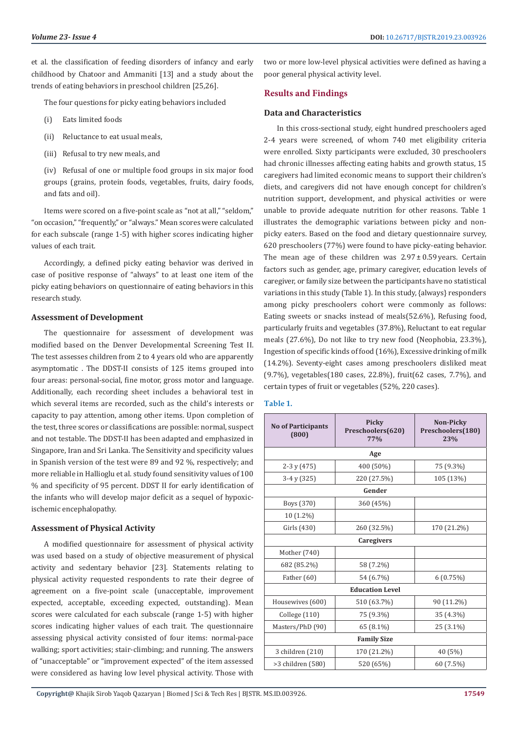et al. the classification of feeding disorders of infancy and early childhood by Chatoor and Ammaniti [13] and a study about the trends of eating behaviors in preschool children [25,26].

The four questions for picky eating behaviors included

(i) Eats limited foods

(ii) Reluctance to eat usual meals,

(iii) Refusal to try new meals, and

(iv) Refusal of one or multiple food groups in six major food groups (grains, protein foods, vegetables, fruits, dairy foods, and fats and oil).

Items were scored on a five-point scale as "not at all," "seldom," "on occasion," "frequently," or "always." Mean scores were calculated for each subscale (range 1-5) with higher scores indicating higher values of each trait.

Accordingly, a defined picky eating behavior was derived in case of positive response of "always" to at least one item of the picky eating behaviors on questionnaire of eating behaviors in this research study.

### Assessment of Development

The questionnaire for assessment of development was modified based on the Denver Developmental Screening Test II. The test assesses children from 2 to 4 years old who are apparently asymptomatic . The DDST-II consists of 125 items grouped into four areas: personal-social, fine motor, gross motor and language. Additionally, each recording sheet includes a behavioral test in which several items are recorded, such as the child's interests or capacity to pay attention, among other items. Upon completion of the test, three scores or classifications are possible: normal, suspect and not testable. The DDST-II has been adapted and emphasized in Singapore, Iran and Sri Lanka. The Sensitivity and specificity values in Spanish version of the test were 89 and 92 %, respectively; and more reliable in Hallioglu et al. study found sensitivity values of 100 % and specificity of 95 percent. DDST II for early identification of the infants who will develop major deficit as a sequel of hypoxic-ischemic encephalopathy.

### Assessment of Physical Activity

A modified questionnaire for assessment of physical activity was used based on a study of objective measurement of physical activity and sedentary behavior [23]. Statements relating to physical activity requested respondents to rate their degree of agreement on a five-point scale (unacceptable, improvement expected, acceptable, exceeding expected, outstanding). Mean scores were calculated for each subscale (range 1-5) with higher scores indicating higher values of each trait. The questionnaire assessing physical activity consisted of four items: normal-pace walking; sport activities; stair-climbing; and running. The answers of "unacceptable" or "improvement expected" of the item assessed were considered as having low level physical activity. Those with two or more low-level physical activities were defined as having a poor general physical activity level.

## Results and Findings

### Data and Characteristics

In this cross-sectional study, eight hundred preschoolers aged 2-4 years were screened, of whom 740 met eligibility criteria were enrolled. Sixty participants were excluded, 30 preschoolers had chronic illnesses affecting eating habits and growth status, 15 caregivers had limited economic means to support their children's diets, and caregivers did not have enough concept for children's nutrition support, development, and physical activities or were unable to provide adequate nutrition for other reasons. Table 1 illustrates the demographic variations between picky and non-picky eaters. Based on the food and dietary questionnaire survey, 620 preschoolers (77%) were found to have picky-eating behavior. The mean age of these children was 2.97 ± 0.59 years. Certain factors such as gender, age, primary caregiver, education levels of caregiver, or family size between the participants have no statistical variations in this study (Table 1). In this study, {always} responders among picky preschoolers cohort were commonly as follows: Eating sweets or snacks instead of meals(52.6%), Refusing food, particularly fruits and vegetables (37.8%), Reluctant to eat regular meals (27.6%), Do not like to try new food (Neophobia, 23.3%), Ingestion of specific kinds of food (16%), Excessive drinking of milk (14.2%). Seventy-eight cases among preschoolers disliked meat (9.7%), vegetables(180 cases, 22.8%), fruit(62 cases, 7.7%), and certain types of fruit or vegetables (52%, 220 cases).

**Table 1.**

| No of Participants (800) | Picky Preschoolers(620) 77% | Non-Picky Preschoolers(180) 23% |
|---|---|---|
| **Age** | | |
| 2-3 y (475) | 400 (50%) | 75 (9.3%) |
| 3-4 y (325) | 220 (27.5%) | 105 (13%) |
| **Gender** | | |
| Boys (370) | 360 (45%) | |
| 10 (1.2%) | | |
| Girls (430) | 260 (32.5%) | 170 (21.2%) |
| **Caregivers** | | |
| Mother (740) | | |
| 682 (85.2%) | 58 (7.2%) | |
| Father (60) | 54 (6.7%) | 6 (0.75%) |
| **Education Level** | | |
| Housewives (600) | 510 (63.7%) | 90 (11.2%) |
| College (110) | 75 (9.3%) | 35 (4.3%) |
| Masters/PhD (90) | 65 (8.1%) | 25 (3.1%) |
| **Family Size** | | |
| 3 children (210) | 170 (21.2%) | 40 (5%) |
| >3 children (580) | 520 (65%) | 60 (7.5%) |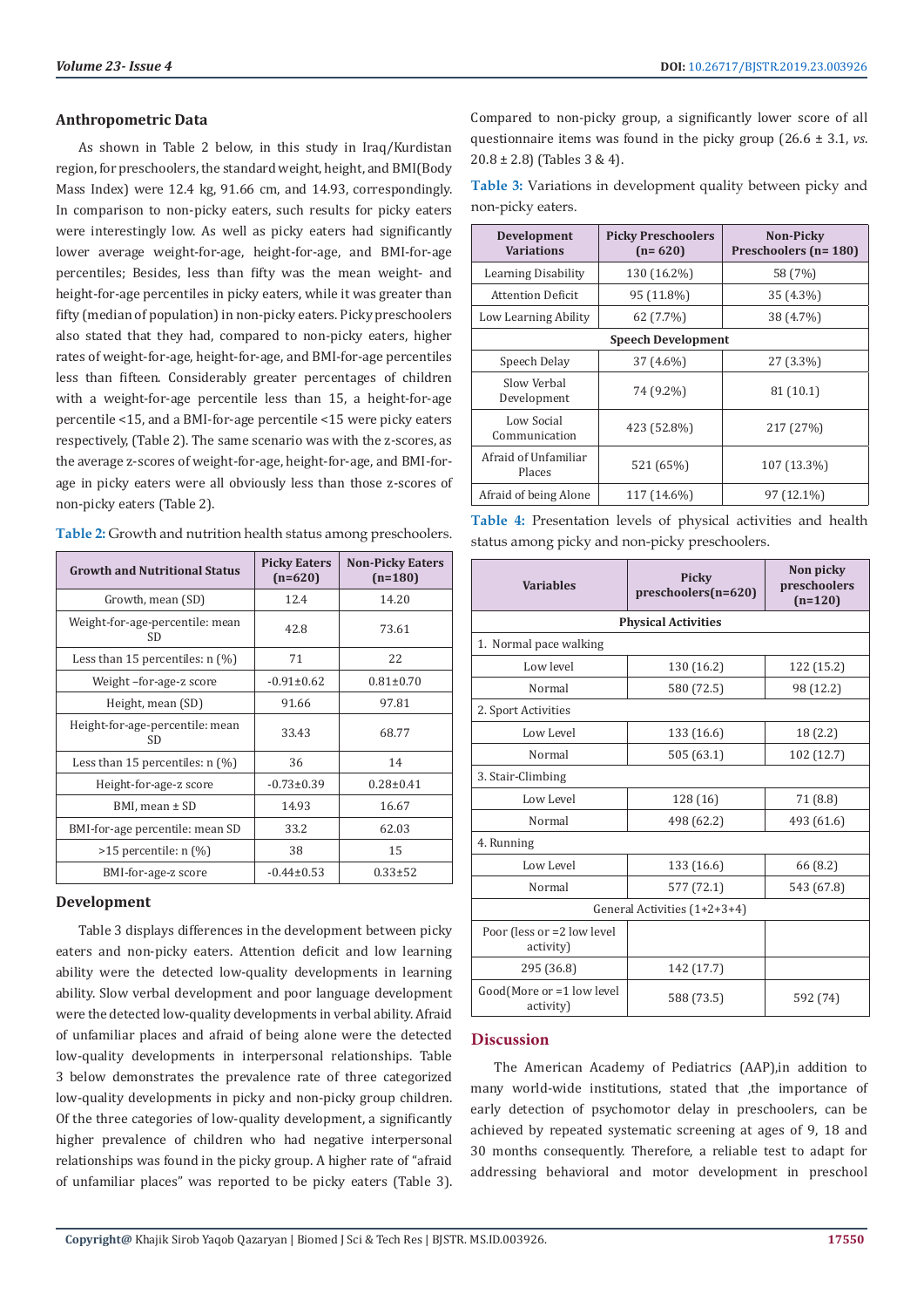### Anthropometric Data

As shown in Table 2 below, in this study in Iraq/Kurdistan region, for preschoolers, the standard weight, height, and BMI(Body Mass Index) were 12.4 kg, 91.66 cm, and 14.93, correspondingly. In comparison to non-picky eaters, such results for picky eaters were interestingly low. As well as picky eaters had significantly lower average weight-for-age, height-for-age, and BMI-for-age percentiles; Besides, less than fifty was the mean weight- and height-for-age percentiles in picky eaters, while it was greater than fifty (median of population) in non-picky eaters. Picky preschoolers also stated that they had, compared to non-picky eaters, higher rates of weight-for-age, height-for-age, and BMI-for-age percentiles less than fifteen. Considerably greater percentages of children with a weight-for-age percentile less than 15, a height-for-age percentile <15, and a BMI-for-age percentile <15 were picky eaters respectively, (Table 2). The same scenario was with the z-scores, as the average z-scores of weight-for-age, height-for-age, and BMI-for-age in picky eaters were all obviously less than those z-scores of non-picky eaters (Table 2).

**Table 2:** Growth and nutrition health status among preschoolers.

| Growth and Nutritional Status | Picky Eaters (n=620) | Non-Picky Eaters (n=180) |
|---|---|---|
| Growth, mean (SD) | 12.4 | 14.20 |
| Weight-for-age-percentile: mean SD | 42.8 | 73.61 |
| Less than 15 percentiles: n (%) | 71 | 22 |
| Weight –for-age-z score | -0.91±0.62 | 0.81±0.70 |
| Height, mean (SD) | 91.66 | 97.81 |
| Height-for-age-percentile: mean SD | 33.43 | 68.77 |
| Less than 15 percentiles: n (%) | 36 | 14 |
| Height-for-age-z score | -0.73±0.39 | 0.28±0.41 |
| BMI, mean ± SD | 14.93 | 16.67 |
| BMI-for-age percentile: mean SD | 33.2 | 62.03 |
| >15 percentile: n (%) | 38 | 15 |
| BMI-for-age-z score | -0.44±0.53 | 0.33±52 |

### Development

Table 3 displays differences in the development between picky eaters and non-picky eaters. Attention deficit and low learning ability were the detected low-quality developments in learning ability. Slow verbal development and poor language development were the detected low-quality developments in verbal ability. Afraid of unfamiliar places and afraid of being alone were the detected low-quality developments in interpersonal relationships. Table 3 below demonstrates the prevalence rate of three categorized low-quality developments in picky and non-picky group children. Of the three categories of low-quality development, a significantly higher prevalence of children who had negative interpersonal relationships was found in the picky group. A higher rate of "afraid of unfamiliar places" was reported to be picky eaters (Table 3). Compared to non-picky group, a significantly lower score of all questionnaire items was found in the picky group (26.6 ± 3.1, *vs.* 20.8 ± 2.8) (Tables 3 & 4).

**Table 3:** Variations in development quality between picky and non-picky eaters.

| Development Variations | Picky Preschoolers (n= 620) | Non-Picky Preschoolers (n= 180) |
|---|---|---|
| Learning Disability | 130 (16.2%) | 58 (7%) |
| Attention Deficit | 95 (11.8%) | 35 (4.3%) |
| Low Learning Ability | 62 (7.7%) | 38 (4.7%) |
| **Speech Development** | | |
| Speech Delay | 37 (4.6%) | 27 (3.3%) |
| Slow Verbal Development | 74 (9.2%) | 81 (10.1) |
| Low Social Communication | 423 (52.8%) | 217 (27%) |
| Afraid of Unfamiliar Places | 521 (65%) | 107 (13.3%) |
| Afraid of being Alone | 117 (14.6%) | 97 (12.1%) |

**Table 4:** Presentation levels of physical activities and health status among picky and non-picky preschoolers.

| Variables | Picky preschoolers(n=620) | Non picky preschoolers (n=120) |
|---|---|---|
| **Physical Activities** | | |
| 1. Normal pace walking | | |
| Low level | 130 (16.2) | 122 (15.2) |
| Normal | 580 (72.5) | 98 (12.2) |
| 2. Sport Activities | | |
| Low Level | 133 (16.6) | 18 (2.2) |
| Normal | 505 (63.1) | 102 (12.7) |
| 3. Stair-Climbing | | |
| Low Level | 128 (16) | 71 (8.8) |
| Normal | 498 (62.2) | 493 (61.6) |
| 4. Running | | |
| Low Level | 133 (16.6) | 66 (8.2) |
| Normal | 577 (72.1) | 543 (67.8) |
| General Activities (1+2+3+4) | | |
| Poor (less or =2 low level activity) | | |
| 295 (36.8) | 142 (17.7) | |
| Good(More or =1 low level activity) | 588 (73.5) | 592 (74) |

## Discussion

The American Academy of Pediatrics (AAP),in addition to many world-wide institutions, stated that ,the importance of early detection of psychomotor delay in preschoolers, can be achieved by repeated systematic screening at ages of 9, 18 and 30 months consequently. Therefore, a reliable test to adapt for addressing behavioral and motor development in preschool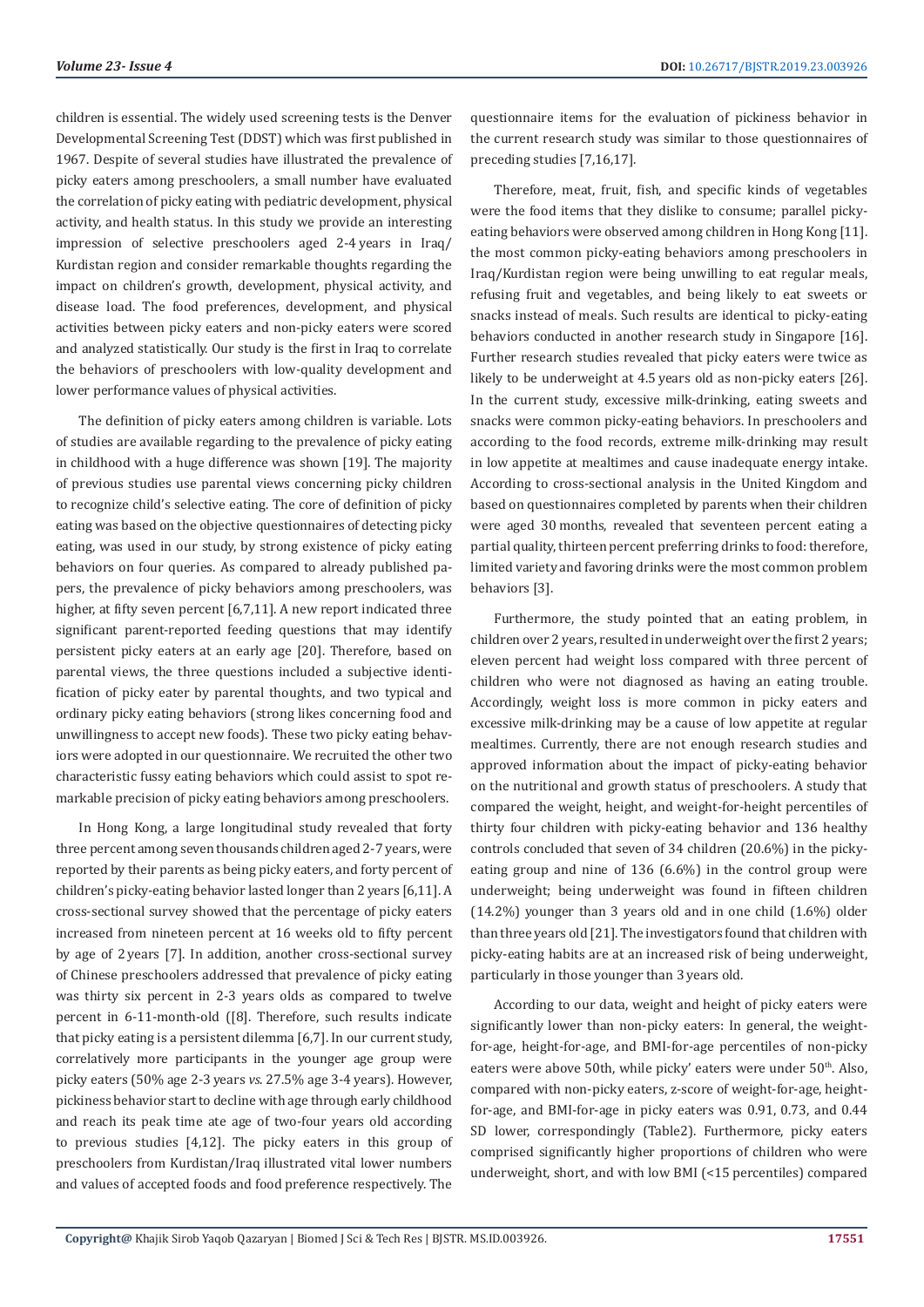children is essential. The widely used screening tests is the Denver Developmental Screening Test (DDST) which was first published in 1967. Despite of several studies have illustrated the prevalence of picky eaters among preschoolers, a small number have evaluated the correlation of picky eating with pediatric development, physical activity, and health status. In this study we provide an interesting impression of selective preschoolers aged 2-4 years in Iraq/ Kurdistan region and consider remarkable thoughts regarding the impact on children's growth, development, physical activity, and disease load. The food preferences, development, and physical activities between picky eaters and non-picky eaters were scored and analyzed statistically. Our study is the first in Iraq to correlate the behaviors of preschoolers with low-quality development and lower performance values of physical activities.

The definition of picky eaters among children is variable. Lots of studies are available regarding to the prevalence of picky eating in childhood with a huge difference was shown [19]. The majority of previous studies use parental views concerning picky children to recognize child's selective eating. The core of definition of picky eating was based on the objective questionnaires of detecting picky eating, was used in our study, by strong existence of picky eating behaviors on four queries. As compared to already published papers, the prevalence of picky behaviors among preschoolers, was higher, at fifty seven percent [6,7,11]. A new report indicated three significant parent-reported feeding questions that may identify persistent picky eaters at an early age [20]. Therefore, based on parental views, the three questions included a subjective identification of picky eater by parental thoughts, and two typical and ordinary picky eating behaviors (strong likes concerning food and unwillingness to accept new foods). These two picky eating behaviors were adopted in our questionnaire. We recruited the other two characteristic fussy eating behaviors which could assist to spot remarkable precision of picky eating behaviors among preschoolers.

In Hong Kong, a large longitudinal study revealed that forty three percent among seven thousands children aged 2-7 years, were reported by their parents as being picky eaters, and forty percent of children's picky-eating behavior lasted longer than 2 years [6,11]. A cross-sectional survey showed that the percentage of picky eaters increased from nineteen percent at 16 weeks old to fifty percent by age of 2 years [7]. In addition, another cross-sectional survey of Chinese preschoolers addressed that prevalence of picky eating was thirty six percent in 2-3 years olds as compared to twelve percent in 6-11-month-old ([8]. Therefore, such results indicate that picky eating is a persistent dilemma [6,7]. In our current study, correlatively more participants in the younger age group were picky eaters (50% age 2-3 years *vs.* 27.5% age 3-4 years). However, pickiness behavior start to decline with age through early childhood and reach its peak time ate age of two-four years old according to previous studies [4,12]. The picky eaters in this group of preschoolers from Kurdistan/Iraq illustrated vital lower numbers and values of accepted foods and food preference respectively. The questionnaire items for the evaluation of pickiness behavior in the current research study was similar to those questionnaires of preceding studies [7,16,17].

Therefore, meat, fruit, fish, and specific kinds of vegetables were the food items that they dislike to consume; parallel picky-eating behaviors were observed among children in Hong Kong [11]. the most common picky-eating behaviors among preschoolers in Iraq/Kurdistan region were being unwilling to eat regular meals, refusing fruit and vegetables, and being likely to eat sweets or snacks instead of meals. Such results are identical to picky-eating behaviors conducted in another research study in Singapore [16]. Further research studies revealed that picky eaters were twice as likely to be underweight at 4.5 years old as non-picky eaters [26]. In the current study, excessive milk-drinking, eating sweets and snacks were common picky-eating behaviors. In preschoolers and according to the food records, extreme milk-drinking may result in low appetite at mealtimes and cause inadequate energy intake. According to cross-sectional analysis in the United Kingdom and based on questionnaires completed by parents when their children were aged 30 months, revealed that seventeen percent eating a partial quality, thirteen percent preferring drinks to food: therefore, limited variety and favoring drinks were the most common problem behaviors [3].

Furthermore, the study pointed that an eating problem, in children over 2 years, resulted in underweight over the first 2 years; eleven percent had weight loss compared with three percent of children who were not diagnosed as having an eating trouble. Accordingly, weight loss is more common in picky eaters and excessive milk-drinking may be a cause of low appetite at regular mealtimes. Currently, there are not enough research studies and approved information about the impact of picky-eating behavior on the nutritional and growth status of preschoolers. A study that compared the weight, height, and weight-for-height percentiles of thirty four children with picky-eating behavior and 136 healthy controls concluded that seven of 34 children (20.6%) in the picky-eating group and nine of 136 (6.6%) in the control group were underweight; being underweight was found in fifteen children (14.2%) younger than 3 years old and in one child (1.6%) older than three years old [21]. The investigators found that children with picky-eating habits are at an increased risk of being underweight, particularly in those younger than 3 years old.

According to our data, weight and height of picky eaters were significantly lower than non-picky eaters: In general, the weight-for-age, height-for-age, and BMI-for-age percentiles of non-picky eaters were above 50th, while picky' eaters were under 50th. Also, compared with non-picky eaters, z-score of weight-for-age, height-for-age, and BMI-for-age in picky eaters was 0.91, 0.73, and 0.44 SD lower, correspondingly (Table2). Furthermore, picky eaters comprised significantly higher proportions of children who were underweight, short, and with low BMI (<15 percentiles) compared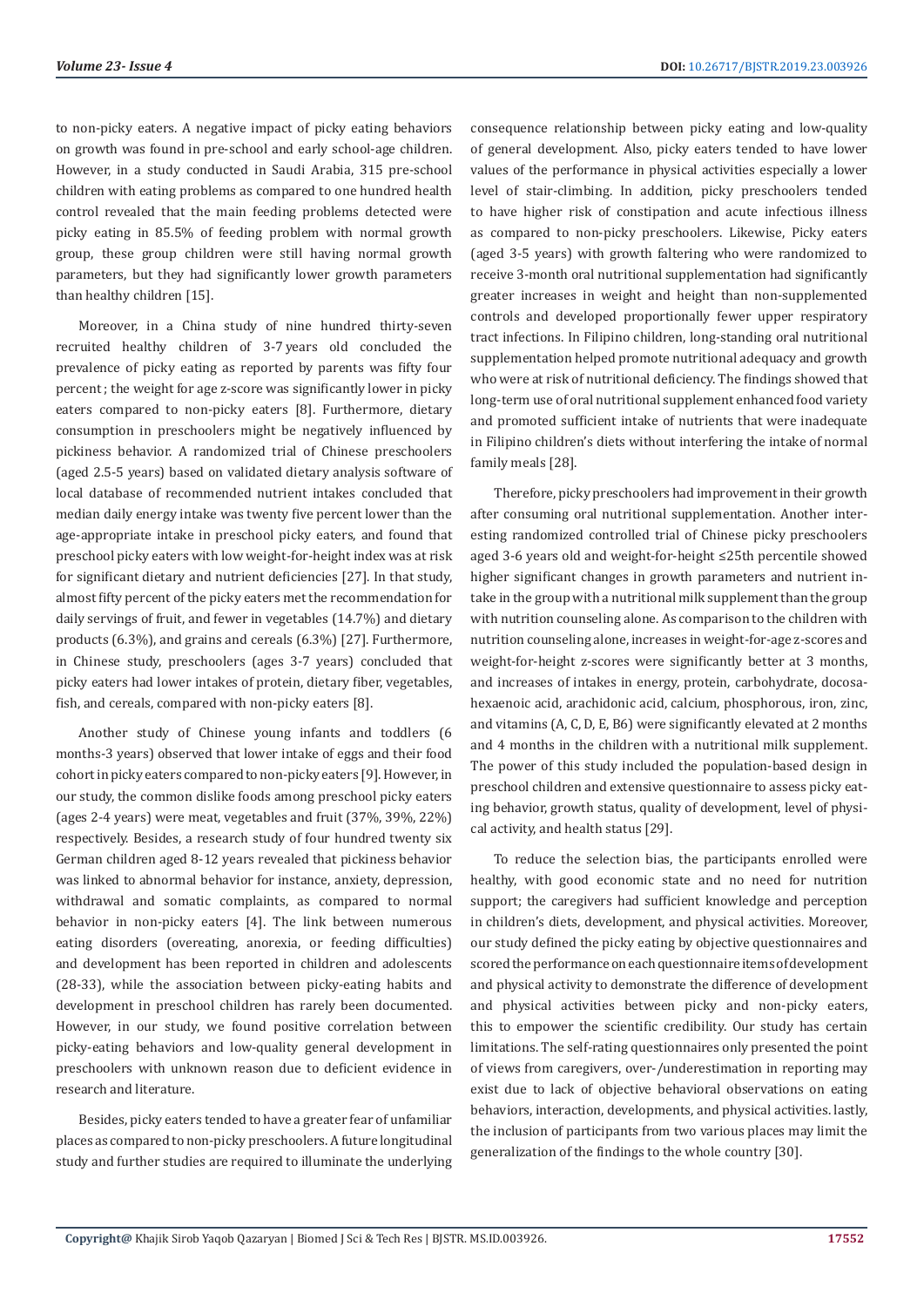to non-picky eaters. A negative impact of picky eating behaviors on growth was found in pre-school and early school-age children. However, in a study conducted in Saudi Arabia, 315 pre-school children with eating problems as compared to one hundred health control revealed that the main feeding problems detected were picky eating in 85.5% of feeding problem with normal growth group, these group children were still having normal growth parameters, but they had significantly lower growth parameters than healthy children [15].

Moreover, in a China study of nine hundred thirty-seven recruited healthy children of 3-7 years old concluded the prevalence of picky eating as reported by parents was fifty four percent ; the weight for age z-score was significantly lower in picky eaters compared to non-picky eaters [8]. Furthermore, dietary consumption in preschoolers might be negatively influenced by pickiness behavior. A randomized trial of Chinese preschoolers (aged 2.5-5 years) based on validated dietary analysis software of local database of recommended nutrient intakes concluded that median daily energy intake was twenty five percent lower than the age-appropriate intake in preschool picky eaters, and found that preschool picky eaters with low weight-for-height index was at risk for significant dietary and nutrient deficiencies [27]. In that study, almost fifty percent of the picky eaters met the recommendation for daily servings of fruit, and fewer in vegetables (14.7%) and dietary products (6.3%), and grains and cereals (6.3%) [27]. Furthermore, in Chinese study, preschoolers (ages 3-7 years) concluded that picky eaters had lower intakes of protein, dietary fiber, vegetables, fish, and cereals, compared with non-picky eaters [8].

Another study of Chinese young infants and toddlers (6 months-3 years) observed that lower intake of eggs and their food cohort in picky eaters compared to non-picky eaters [9]. However, in our study, the common dislike foods among preschool picky eaters (ages 2-4 years) were meat, vegetables and fruit (37%, 39%, 22%) respectively. Besides, a research study of four hundred twenty six German children aged 8-12 years revealed that pickiness behavior was linked to abnormal behavior for instance, anxiety, depression, withdrawal and somatic complaints, as compared to normal behavior in non-picky eaters [4]. The link between numerous eating disorders (overeating, anorexia, or feeding difficulties) and development has been reported in children and adolescents (28-33), while the association between picky-eating habits and development in preschool children has rarely been documented. However, in our study, we found positive correlation between picky-eating behaviors and low-quality general development in preschoolers with unknown reason due to deficient evidence in research and literature.

Besides, picky eaters tended to have a greater fear of unfamiliar places as compared to non-picky preschoolers. A future longitudinal study and further studies are required to illuminate the underlying consequence relationship between picky eating and low-quality of general development. Also, picky eaters tended to have lower values of the performance in physical activities especially a lower level of stair-climbing. In addition, picky preschoolers tended to have higher risk of constipation and acute infectious illness as compared to non-picky preschoolers. Likewise, Picky eaters (aged 3-5 years) with growth faltering who were randomized to receive 3-month oral nutritional supplementation had significantly greater increases in weight and height than non-supplemented controls and developed proportionally fewer upper respiratory tract infections. In Filipino children, long-standing oral nutritional supplementation helped promote nutritional adequacy and growth who were at risk of nutritional deficiency. The findings showed that long-term use of oral nutritional supplement enhanced food variety and promoted sufficient intake of nutrients that were inadequate in Filipino children's diets without interfering the intake of normal family meals [28].

Therefore, picky preschoolers had improvement in their growth after consuming oral nutritional supplementation. Another interesting randomized controlled trial of Chinese picky preschoolers aged 3-6 years old and weight-for-height ≤25th percentile showed higher significant changes in growth parameters and nutrient intake in the group with a nutritional milk supplement than the group with nutrition counseling alone. As comparison to the children with nutrition counseling alone, increases in weight-for-age z-scores and weight-for-height z-scores were significantly better at 3 months, and increases of intakes in energy, protein, carbohydrate, docosahexaenoic acid, arachidonic acid, calcium, phosphorous, iron, zinc, and vitamins (A, C, D, E, B6) were significantly elevated at 2 months and 4 months in the children with a nutritional milk supplement. The power of this study included the population-based design in preschool children and extensive questionnaire to assess picky eating behavior, growth status, quality of development, level of physical activity, and health status [29].

To reduce the selection bias, the participants enrolled were healthy, with good economic state and no need for nutrition support; the caregivers had sufficient knowledge and perception in children's diets, development, and physical activities. Moreover, our study defined the picky eating by objective questionnaires and scored the performance on each questionnaire items of development and physical activity to demonstrate the difference of development and physical activities between picky and non-picky eaters, this to empower the scientific credibility. Our study has certain limitations. The self-rating questionnaires only presented the point of views from caregivers, over-/underestimation in reporting may exist due to lack of objective behavioral observations on eating behaviors, interaction, developments, and physical activities. lastly, the inclusion of participants from two various places may limit the generalization of the findings to the whole country [30].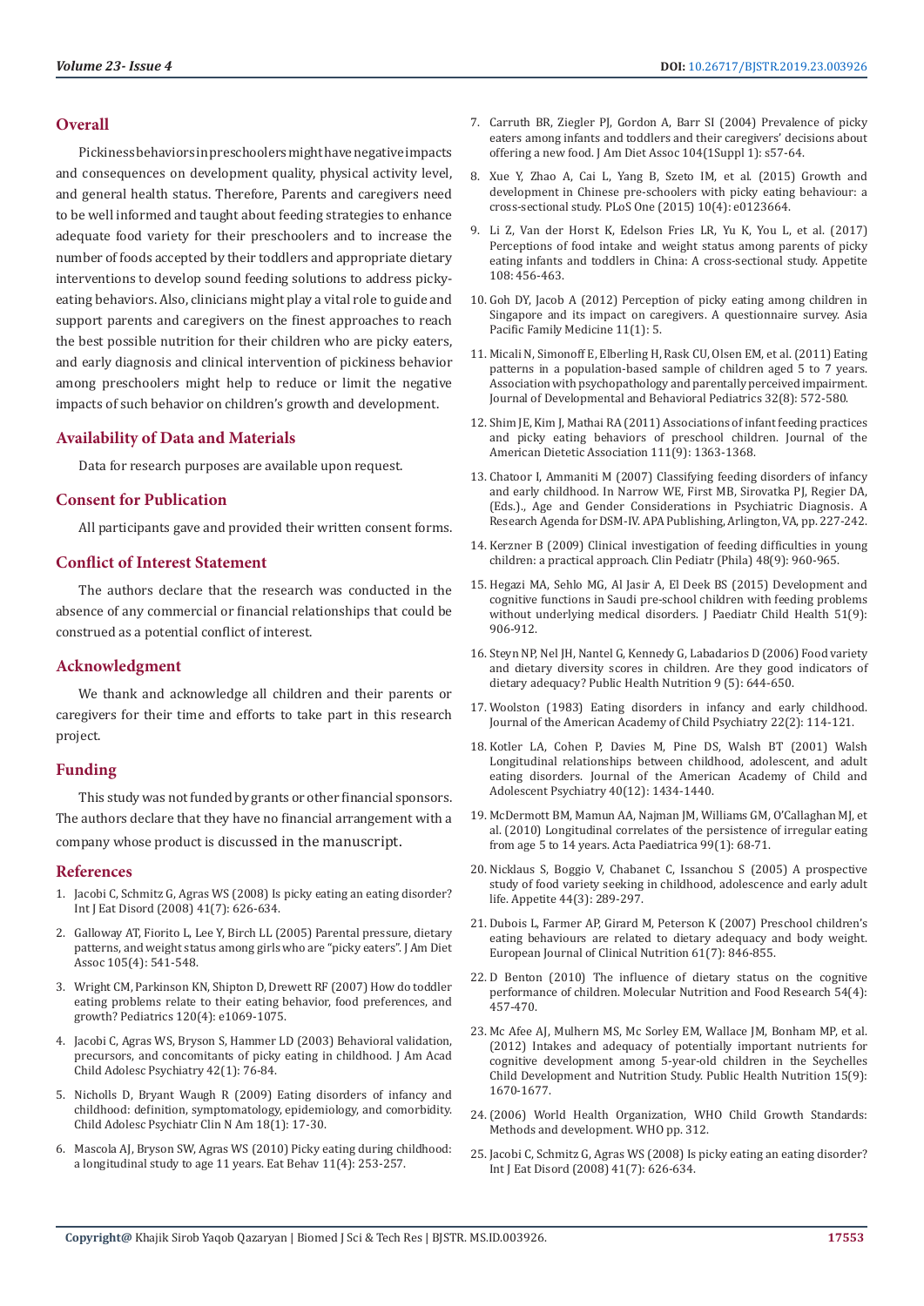## Overall

Pickiness behaviors in preschoolers might have negative impacts and consequences on development quality, physical activity level, and general health status. Therefore, Parents and caregivers need to be well informed and taught about feeding strategies to enhance adequate food variety for their preschoolers and to increase the number of foods accepted by their toddlers and appropriate dietary interventions to develop sound feeding solutions to address picky-eating behaviors. Also, clinicians might play a vital role to guide and support parents and caregivers on the finest approaches to reach the best possible nutrition for their children who are picky eaters, and early diagnosis and clinical intervention of pickiness behavior among preschoolers might help to reduce or limit the negative impacts of such behavior on children's growth and development.

## Availability of Data and Materials

Data for research purposes are available upon request.

## Consent for Publication

All participants gave and provided their written consent forms.

## Conflict of Interest Statement

The authors declare that the research was conducted in the absence of any commercial or financial relationships that could be construed as a potential conflict of interest.

## Acknowledgment

We thank and acknowledge all children and their parents or caregivers for their time and efforts to take part in this research project.

## Funding

This study was not funded by grants or other financial sponsors. The authors declare that they have no financial arrangement with a company whose product is discussed in the manuscript.

## References

1. Jacobi C, Schmitz G, Agras WS (2008) Is picky eating an eating disorder? Int J Eat Disord (2008) 41(7): 626-634.
2. Galloway AT, Fiorito L, Lee Y, Birch LL (2005) Parental pressure, dietary patterns, and weight status among girls who are "picky eaters". J Am Diet Assoc 105(4): 541-548.
3. Wright CM, Parkinson KN, Shipton D, Drewett RF (2007) How do toddler eating problems relate to their eating behavior, food preferences, and growth? Pediatrics 120(4): e1069-1075.
4. Jacobi C, Agras WS, Bryson S, Hammer LD (2003) Behavioral validation, precursors, and concomitants of picky eating in childhood. J Am Acad Child Adolesc Psychiatry 42(1): 76-84.
5. Nicholls D, Bryant Waugh R (2009) Eating disorders of infancy and childhood: definition, symptomatology, epidemiology, and comorbidity. Child Adolesc Psychiatr Clin N Am 18(1): 17-30.
6. Mascola AJ, Bryson SW, Agras WS (2010) Picky eating during childhood: a longitudinal study to age 11 years. Eat Behav 11(4): 253-257.
7. Carruth BR, Ziegler PJ, Gordon A, Barr SI (2004) Prevalence of picky eaters among infants and toddlers and their caregivers' decisions about offering a new food. J Am Diet Assoc 104(1Suppl 1): s57-64.
8. Xue Y, Zhao A, Cai L, Yang B, Szeto IM, et al. (2015) Growth and development in Chinese pre-schoolers with picky eating behaviour: a cross-sectional study. PLoS One (2015) 10(4): e0123664.
9. Li Z, Van der Horst K, Edelson Fries LR, Yu K, You L, et al. (2017) Perceptions of food intake and weight status among parents of picky eating infants and toddlers in China: A cross-sectional study. Appetite 108: 456-463.
10. Goh DY, Jacob A (2012) Perception of picky eating among children in Singapore and its impact on caregivers. A questionnaire survey. Asia Pacific Family Medicine 11(1): 5.
11. Micali N, Simonoff E, Elberling H, Rask CU, Olsen EM, et al. (2011) Eating patterns in a population-based sample of children aged 5 to 7 years. Association with psychopathology and parentally perceived impairment. Journal of Developmental and Behavioral Pediatrics 32(8): 572-580.
12. Shim JE, Kim J, Mathai RA (2011) Associations of infant feeding practices and picky eating behaviors of preschool children. Journal of the American Dietetic Association 111(9): 1363-1368.
13. Chatoor I, Ammaniti M (2007) Classifying feeding disorders of infancy and early childhood. In Narrow WE, First MB, Sirovatka PJ, Regier DA, (Eds.)., Age and Gender Considerations in Psychiatric Diagnosis. A Research Agenda for DSM-IV. APA Publishing, Arlington, VA, pp. 227-242.
14. Kerzner B (2009) Clinical investigation of feeding difficulties in young children: a practical approach. Clin Pediatr (Phila) 48(9): 960-965.
15. Hegazi MA, Sehlo MG, Al Jasir A, El Deek BS (2015) Development and cognitive functions in Saudi pre-school children with feeding problems without underlying medical disorders. J Paediatr Child Health 51(9): 906-912.
16. Steyn NP, Nel JH, Nantel G, Kennedy G, Labadarios D (2006) Food variety and dietary diversity scores in children. Are they good indicators of dietary adequacy? Public Health Nutrition 9 (5): 644-650.
17. Woolston (1983) Eating disorders in infancy and early childhood. Journal of the American Academy of Child Psychiatry 22(2): 114-121.
18. Kotler LA, Cohen P, Davies M, Pine DS, Walsh BT (2001) Walsh Longitudinal relationships between childhood, adolescent, and adult eating disorders. Journal of the American Academy of Child and Adolescent Psychiatry 40(12): 1434-1440.
19. McDermott BM, Mamun AA, Najman JM, Williams GM, O'Callaghan MJ, et al. (2010) Longitudinal correlates of the persistence of irregular eating from age 5 to 14 years. Acta Paediatrica 99(1): 68-71.
20. Nicklaus S, Boggio V, Chabanet C, Issanchou S (2005) A prospective study of food variety seeking in childhood, adolescence and early adult life. Appetite 44(3): 289-297.
21. Dubois L, Farmer AP, Girard M, Peterson K (2007) Preschool children's eating behaviours are related to dietary adequacy and body weight. European Journal of Clinical Nutrition 61(7): 846-855.
22. D Benton (2010) The influence of dietary status on the cognitive performance of children. Molecular Nutrition and Food Research 54(4): 457-470.
23. Mc Afee AJ, Mulhern MS, Mc Sorley EM, Wallace JM, Bonham MP, et al. (2012) Intakes and adequacy of potentially important nutrients for cognitive development among 5-year-old children in the Seychelles Child Development and Nutrition Study. Public Health Nutrition 15(9): 1670-1677.
24. (2006) World Health Organization, WHO Child Growth Standards: Methods and development. WHO pp. 312.
25. Jacobi C, Schmitz G, Agras WS (2008) Is picky eating an eating disorder? Int J Eat Disord (2008) 41(7): 626-634.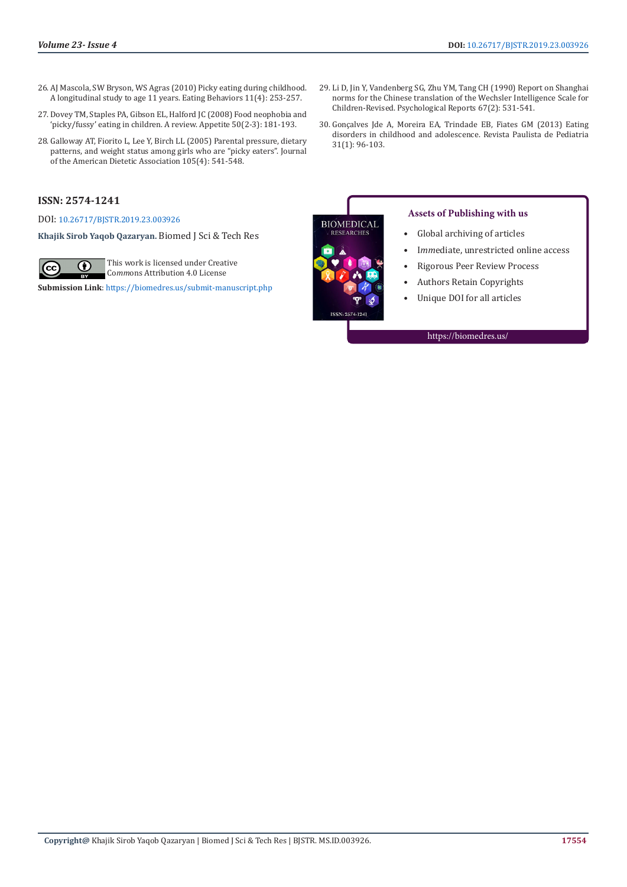26. AJ Mascola, SW Bryson, WS Agras (2010) Picky eating during childhood. A longitudinal study to age 11 years. Eating Behaviors 11(4): 253-257.
27. Dovey TM, Staples PA, Gibson EL, Halford JC (2008) Food neophobia and 'picky/fussy' eating in children. A review. Appetite 50(2-3): 181-193.
28. Galloway AT, Fiorito L, Lee Y, Birch LL (2005) Parental pressure, dietary patterns, and weight status among girls who are "picky eaters". Journal of the American Dietetic Association 105(4): 541-548.
29. Li D, Jin Y, Vandenberg SG, Zhu YM, Tang CH (1990) Report on Shanghai norms for the Chinese translation of the Wechsler Intelligence Scale for Children-Revised. Psychological Reports 67(2): 531-541.
30. Gonçalves Jde A, Moreira EA, Trindade EB, Fiates GM (2013) Eating disorders in childhood and adolescence. Revista Paulista de Pediatria 31(1): 96-103.

**ISSN: 2574-1241**

DOI: 10.26717/BJSTR.2019.23.003926

**Khajik Sirob Yaqob Qazaryan.** Biomed J Sci & Tech Res

This work is licensed under Creative Commons Attribution 4.0 License

**Submission Link**: https://biomedres.us/submit-manuscript.php

**Assets of Publishing with us**

- Global archiving of articles
- Immediate, unrestricted online access
- Rigorous Peer Review Process
- Authors Retain Copyrights
- Unique DOI for all articles

https://biomedres.us/